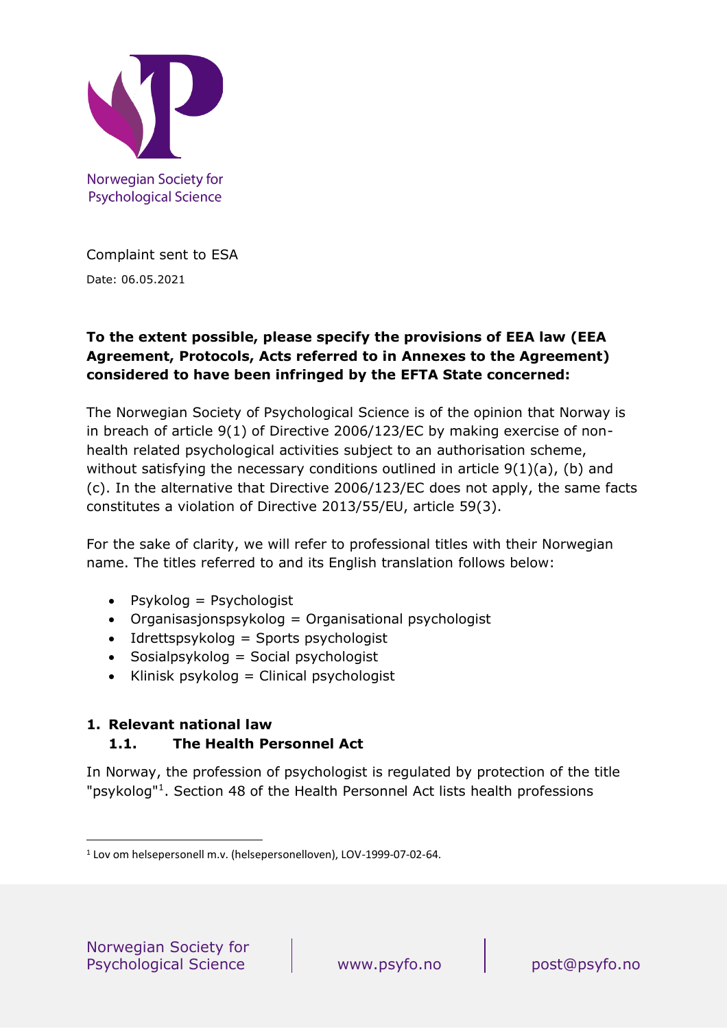Norwegian Society for Psychological Science

Complaint sent to ESA

Date: 06.05.2021

**To the extent possible, please specify the provisions of EEA law (EEA Agreement, Protocols, Acts referred to in Annexes to the Agreement) considered to have been infringed by the EFTA State concerned:**

The Norwegian Society of Psychological Science is of the opinion that Norway is in breach of article 9(1) of Directive 2006/123/EC by making exercise of non-health related psychological activities subject to an authorisation scheme, without satisfying the necessary conditions outlined in article 9(1)(a), (b) and (c). In the alternative that Directive 2006/123/EC does not apply, the same facts constitutes a violation of Directive 2013/55/EU, article 59(3).

For the sake of clarity, we will refer to professional titles with their Norwegian name. The titles referred to and its English translation follows below:

- Psykolog = Psychologist
- Organisasjonspsykolog = Organisational psychologist
- Idrettspsykolog = Sports psychologist
- Sosialpsykolog = Social psychologist
- Klinisk psykolog = Clinical psychologist

## 1. Relevant national law

### 1.1. The Health Personnel Act

In Norway, the profession of psychologist is regulated by protection of the title "psykolog"[1]. Section 48 of the Health Personnel Act lists health professions

[1] Lov om helsepersonell m.v. (helsepersonelloven), LOV-1999-07-02-64.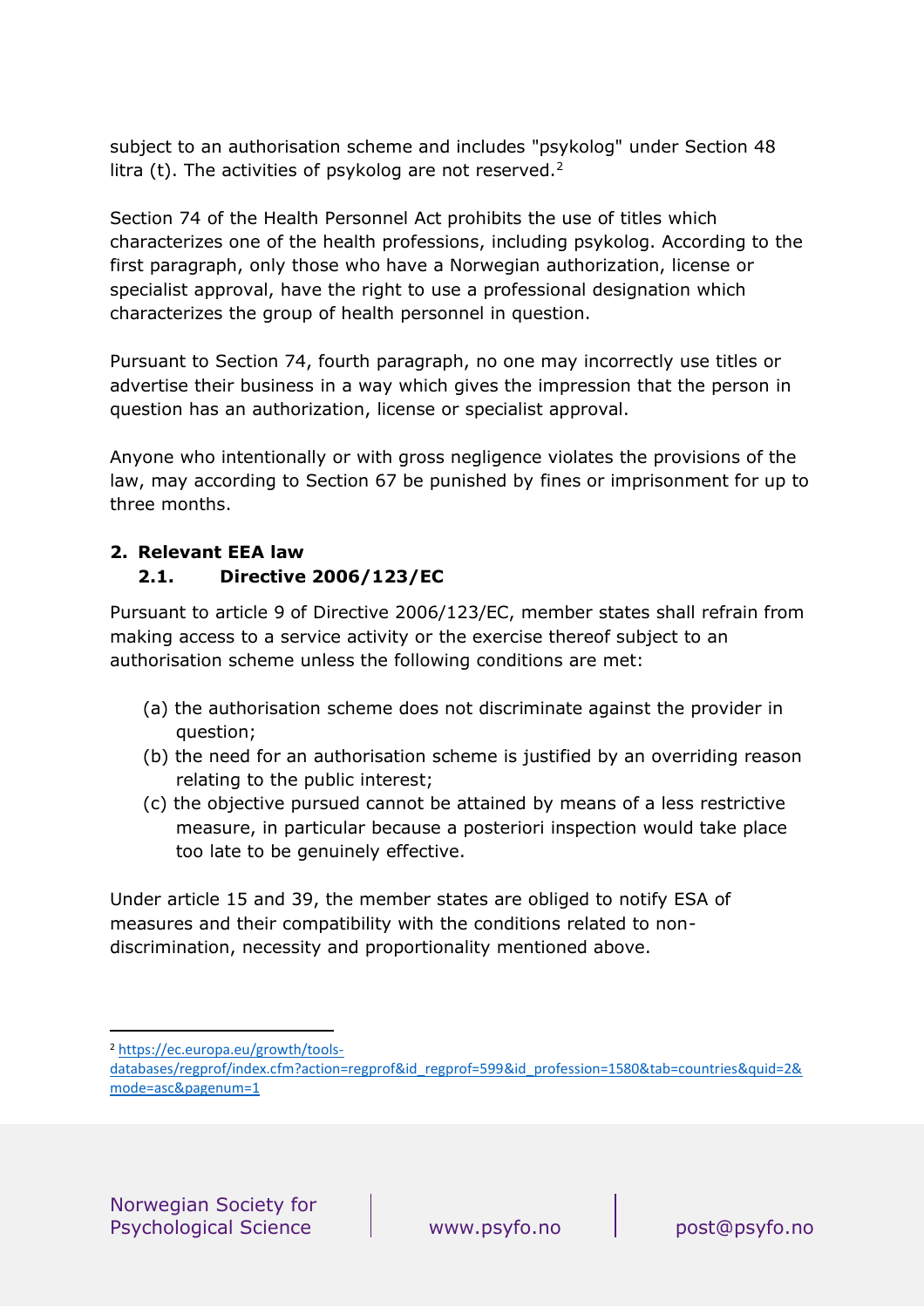subject to an authorisation scheme and includes "psykolog" under Section 48 litra (t). The activities of psykolog are not reserved.[2]

Section 74 of the Health Personnel Act prohibits the use of titles which characterizes one of the health professions, including psykolog. According to the first paragraph, only those who have a Norwegian authorization, license or specialist approval, have the right to use a professional designation which characterizes the group of health personnel in question.

Pursuant to Section 74, fourth paragraph, no one may incorrectly use titles or advertise their business in a way which gives the impression that the person in question has an authorization, license or specialist approval.

Anyone who intentionally or with gross negligence violates the provisions of the law, may according to Section 67 be punished by fines or imprisonment for up to three months.

## 2. Relevant EEA law

### 2.1. Directive 2006/123/EC

Pursuant to article 9 of Directive 2006/123/EC, member states shall refrain from making access to a service activity or the exercise thereof subject to an authorisation scheme unless the following conditions are met:

(a) the authorisation scheme does not discriminate against the provider in question;
(b) the need for an authorisation scheme is justified by an overriding reason relating to the public interest;
(c) the objective pursued cannot be attained by means of a less restrictive measure, in particular because a posteriori inspection would take place too late to be genuinely effective.

Under article 15 and 39, the member states are obliged to notify ESA of measures and their compatibility with the conditions related to non-discrimination, necessity and proportionality mentioned above.

[2] https://ec.europa.eu/growth/tools-databases/regprof/index.cfm?action=regprof&id_regprof=599&id_profession=1580&tab=countries&quid=2&mode=asc&pagenum=1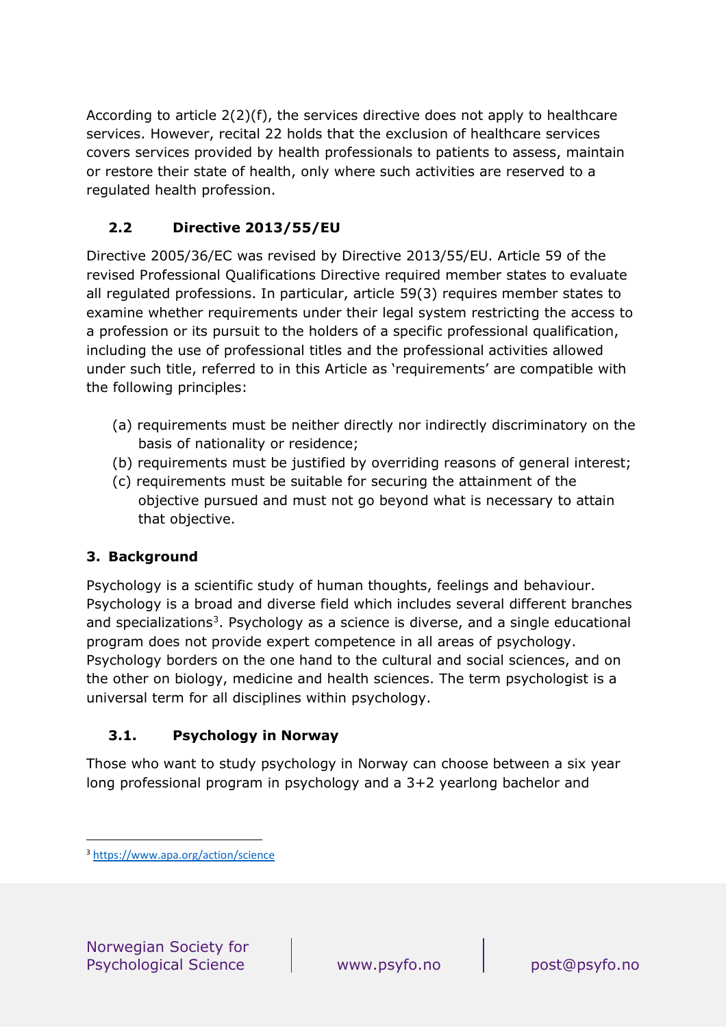According to article 2(2)(f), the services directive does not apply to healthcare services. However, recital 22 holds that the exclusion of healthcare services covers services provided by health professionals to patients to assess, maintain or restore their state of health, only where such activities are reserved to a regulated health profession.

## 2.2 Directive 2013/55/EU

Directive 2005/36/EC was revised by Directive 2013/55/EU. Article 59 of the revised Professional Qualifications Directive required member states to evaluate all regulated professions. In particular, article 59(3) requires member states to examine whether requirements under their legal system restricting the access to a profession or its pursuit to the holders of a specific professional qualification, including the use of professional titles and the professional activities allowed under such title, referred to in this Article as 'requirements' are compatible with the following principles:

(a) requirements must be neither directly nor indirectly discriminatory on the basis of nationality or residence;
(b) requirements must be justified by overriding reasons of general interest;
(c) requirements must be suitable for securing the attainment of the objective pursued and must not go beyond what is necessary to attain that objective.

# 3. Background

Psychology is a scientific study of human thoughts, feelings and behaviour. Psychology is a broad and diverse field which includes several different branches and specializations[3]. Psychology as a science is diverse, and a single educational program does not provide expert competence in all areas of psychology. Psychology borders on the one hand to the cultural and social sciences, and on the other on biology, medicine and health sciences. The term psychologist is a universal term for all disciplines within psychology.

## 3.1. Psychology in Norway

Those who want to study psychology in Norway can choose between a six year long professional program in psychology and a 3+2 yearlong bachelor and

[3] https://www.apa.org/action/science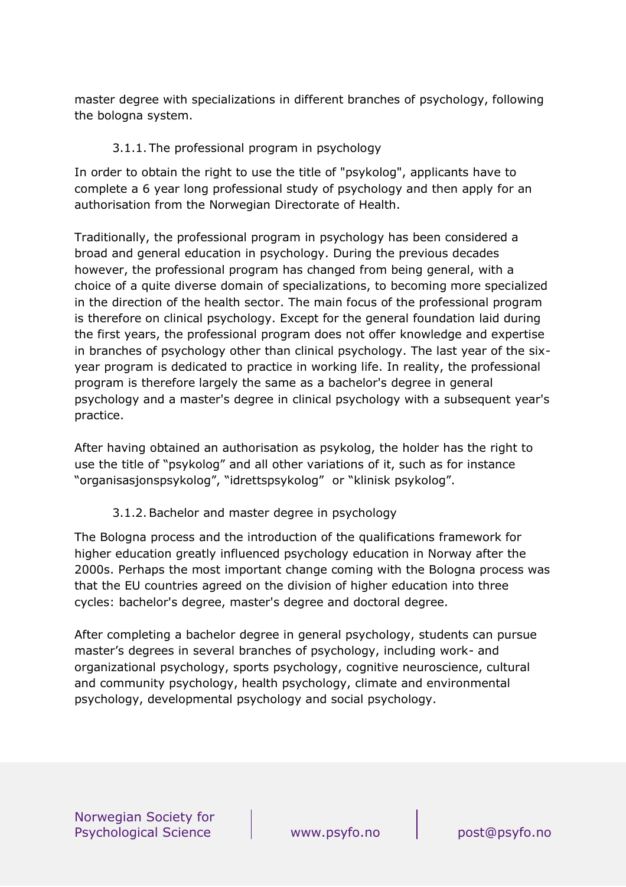master degree with specializations in different branches of psychology, following the bologna system.

### 3.1.1. The professional program in psychology

In order to obtain the right to use the title of "psykolog", applicants have to complete a 6 year long professional study of psychology and then apply for an authorisation from the Norwegian Directorate of Health.

Traditionally, the professional program in psychology has been considered a broad and general education in psychology. During the previous decades however, the professional program has changed from being general, with a choice of a quite diverse domain of specializations, to becoming more specialized in the direction of the health sector. The main focus of the professional program is therefore on clinical psychology. Except for the general foundation laid during the first years, the professional program does not offer knowledge and expertise in branches of psychology other than clinical psychology. The last year of the six-year program is dedicated to practice in working life. In reality, the professional program is therefore largely the same as a bachelor's degree in general psychology and a master's degree in clinical psychology with a subsequent year's practice.

After having obtained an authorisation as psykolog, the holder has the right to use the title of "psykolog" and all other variations of it, such as for instance "organisasjonspsykolog", "idrettspsykolog" or "klinisk psykolog".

### 3.1.2. Bachelor and master degree in psychology

The Bologna process and the introduction of the qualifications framework for higher education greatly influenced psychology education in Norway after the 2000s. Perhaps the most important change coming with the Bologna process was that the EU countries agreed on the division of higher education into three cycles: bachelor's degree, master's degree and doctoral degree.

After completing a bachelor degree in general psychology, students can pursue master's degrees in several branches of psychology, including work- and organizational psychology, sports psychology, cognitive neuroscience, cultural and community psychology, health psychology, climate and environmental psychology, developmental psychology and social psychology.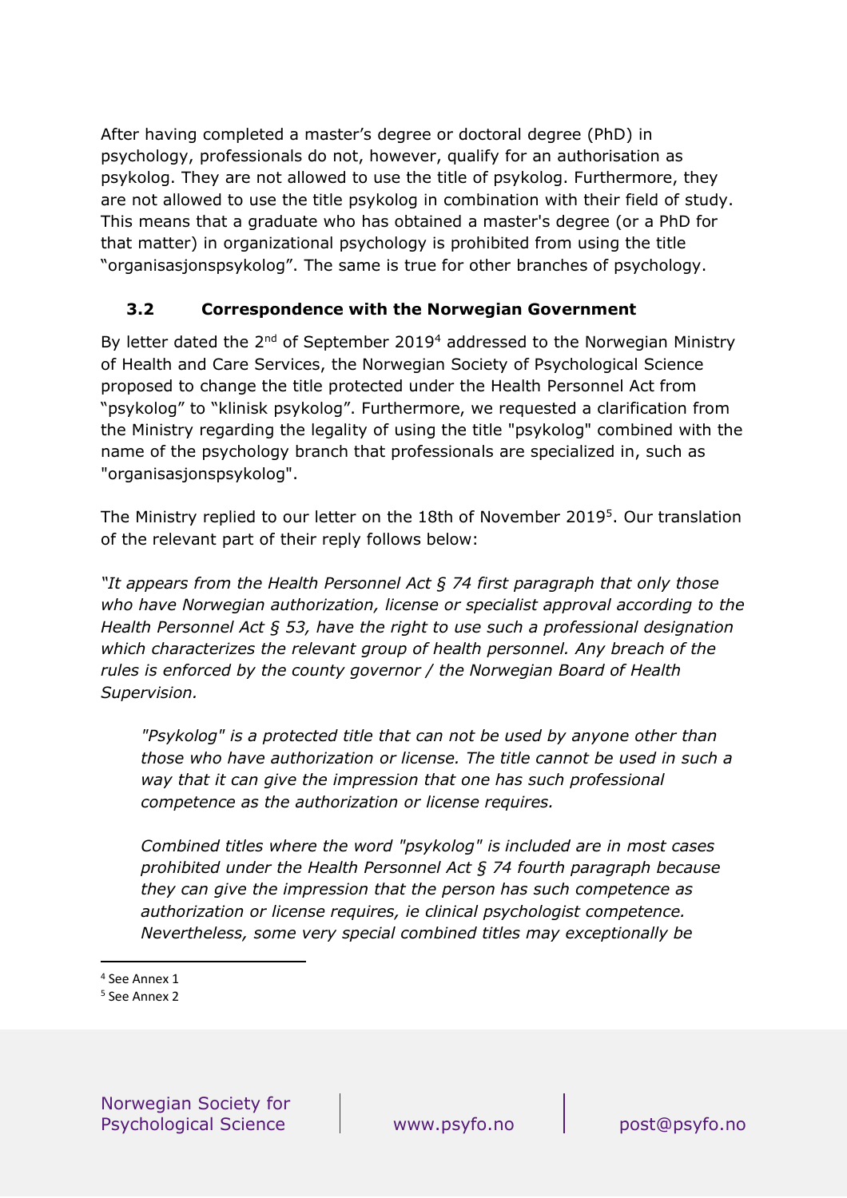After having completed a master's degree or doctoral degree (PhD) in psychology, professionals do not, however, qualify for an authorisation as psykolog. They are not allowed to use the title of psykolog. Furthermore, they are not allowed to use the title psykolog in combination with their field of study. This means that a graduate who has obtained a master's degree (or a PhD for that matter) in organizational psychology is prohibited from using the title "organisasjonspsykolog". The same is true for other branches of psychology.

### 3.2 Correspondence with the Norwegian Government

By letter dated the 2nd of September 2019[4] addressed to the Norwegian Ministry of Health and Care Services, the Norwegian Society of Psychological Science proposed to change the title protected under the Health Personnel Act from "psykolog" to "klinisk psykolog". Furthermore, we requested a clarification from the Ministry regarding the legality of using the title "psykolog" combined with the name of the psychology branch that professionals are specialized in, such as "organisasjonspsykolog".

The Ministry replied to our letter on the 18th of November 2019[5]. Our translation of the relevant part of their reply follows below:

*"It appears from the Health Personnel Act § 74 first paragraph that only those who have Norwegian authorization, license or specialist approval according to the Health Personnel Act § 53, have the right to use such a professional designation which characterizes the relevant group of health personnel. Any breach of the rules is enforced by the county governor / the Norwegian Board of Health Supervision.*

> *"Psykolog" is a protected title that can not be used by anyone other than those who have authorization or license. The title cannot be used in such a way that it can give the impression that one has such professional competence as the authorization or license requires.*
>
> *Combined titles where the word "psykolog" is included are in most cases prohibited under the Health Personnel Act § 74 fourth paragraph because they can give the impression that the person has such competence as authorization or license requires, ie clinical psychologist competence. Nevertheless, some very special combined titles may exceptionally be*

[4] See Annex 1

[5] See Annex 2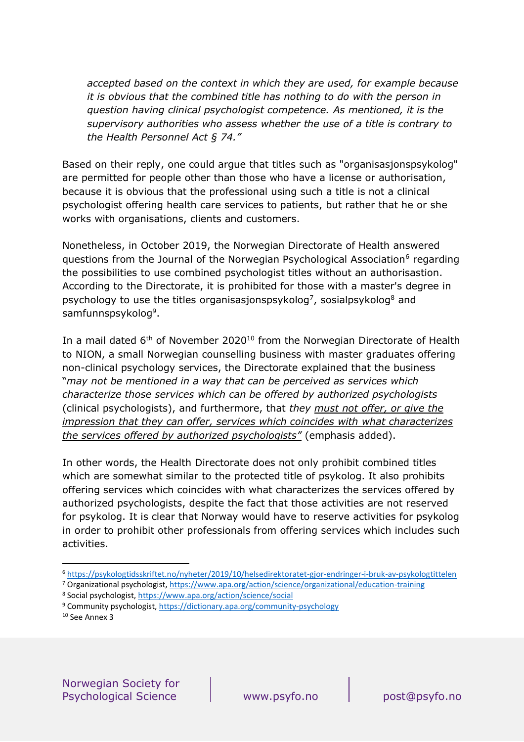> *accepted based on the context in which they are used, for example because it is obvious that the combined title has nothing to do with the person in question having clinical psychologist competence. As mentioned, it is the supervisory authorities who assess whether the use of a title is contrary to the Health Personnel Act § 74."*

Based on their reply, one could argue that titles such as "organisasjonspsykolog" are permitted for people other than those who have a license or authorisation, because it is obvious that the professional using such a title is not a clinical psychologist offering health care services to patients, but rather that he or she works with organisations, clients and customers.

Nonetheless, in October 2019, the Norwegian Directorate of Health answered questions from the Journal of the Norwegian Psychological Association[6] regarding the possibilities to use combined psychologist titles without an authorisastion. According to the Directorate, it is prohibited for those with a master's degree in psychology to use the titles organisasjonspsykolog[7], sosialpsykolog[8] and samfunnspsykolog[9].

In a mail dated 6th of November 2020[10] from the Norwegian Directorate of Health to NION, a small Norwegian counselling business with master graduates offering non-clinical psychology services, the Directorate explained that the business "*may not be mentioned in a way that can be perceived as services which characterize those services which can be offered by authorized psychologists* (clinical psychologists), and furthermore, that *they <u>must not offer, or give the impression that they can offer, services which coincides with what characterizes the services offered by authorized psychologists"</u>* (emphasis added).

In other words, the Health Directorate does not only prohibit combined titles which are somewhat similar to the protected title of psykolog. It also prohibits offering services which coincides with what characterizes the services offered by authorized psychologists, despite the fact that those activities are not reserved for psykolog. It is clear that Norway would have to reserve activities for psykolog in order to prohibit other professionals from offering services which includes such activities.

---

[6] https://psykologtidsskriftet.no/nyheter/2019/10/helsedirektoratet-gjor-endringer-i-bruk-av-psykologtittelen

[7] Organizational psychologist, https://www.apa.org/action/science/organizational/education-training

[8] Social psychologist, https://www.apa.org/action/science/social

[9] Community psychologist, https://dictionary.apa.org/community-psychology

[10] See Annex 3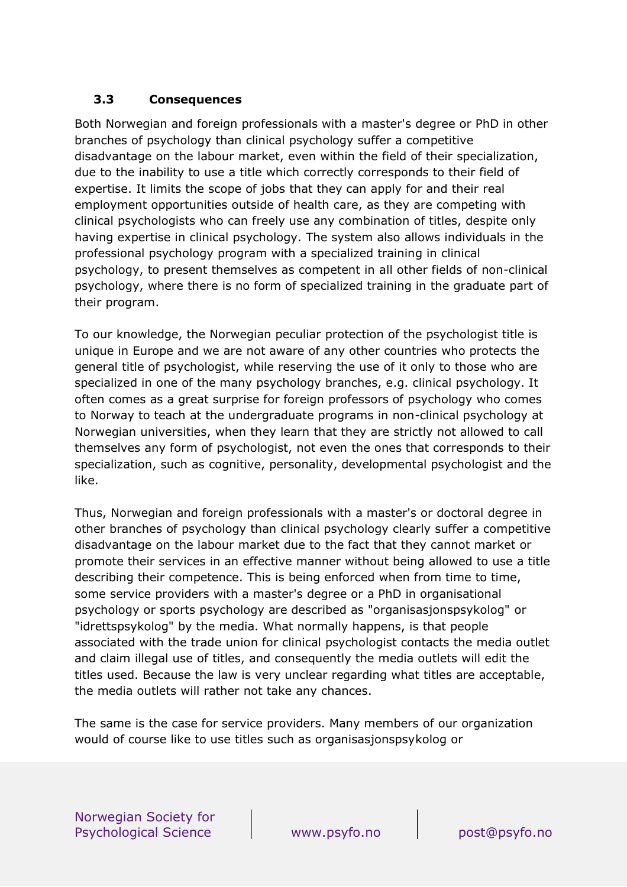### 3.3 Consequences

Both Norwegian and foreign professionals with a master's degree or PhD in other branches of psychology than clinical psychology suffer a competitive disadvantage on the labour market, even within the field of their specialization, due to the inability to use a title which correctly corresponds to their field of expertise. It limits the scope of jobs that they can apply for and their real employment opportunities outside of health care, as they are competing with clinical psychologists who can freely use any combination of titles, despite only having expertise in clinical psychology. The system also allows individuals in the professional psychology program with a specialized training in clinical psychology, to present themselves as competent in all other fields of non-clinical psychology, where there is no form of specialized training in the graduate part of their program.

To our knowledge, the Norwegian peculiar protection of the psychologist title is unique in Europe and we are not aware of any other countries who protects the general title of psychologist, while reserving the use of it only to those who are specialized in one of the many psychology branches, e.g. clinical psychology. It often comes as a great surprise for foreign professors of psychology who comes to Norway to teach at the undergraduate programs in non-clinical psychology at Norwegian universities, when they learn that they are strictly not allowed to call themselves any form of psychologist, not even the ones that corresponds to their specialization, such as cognitive, personality, developmental psychologist and the like.

Thus, Norwegian and foreign professionals with a master's or doctoral degree in other branches of psychology than clinical psychology clearly suffer a competitive disadvantage on the labour market due to the fact that they cannot market or promote their services in an effective manner without being allowed to use a title describing their competence. This is being enforced when from time to time, some service providers with a master's degree or a PhD in organisational psychology or sports psychology are described as "organisasjonspsykolog" or "idrettspsykolog" by the media. What normally happens, is that people associated with the trade union for clinical psychologist contacts the media outlet and claim illegal use of titles, and consequently the media outlets will edit the titles used. Because the law is very unclear regarding what titles are acceptable, the media outlets will rather not take any chances.

The same is the case for service providers. Many members of our organization would of course like to use titles such as organisasjonspsykolog or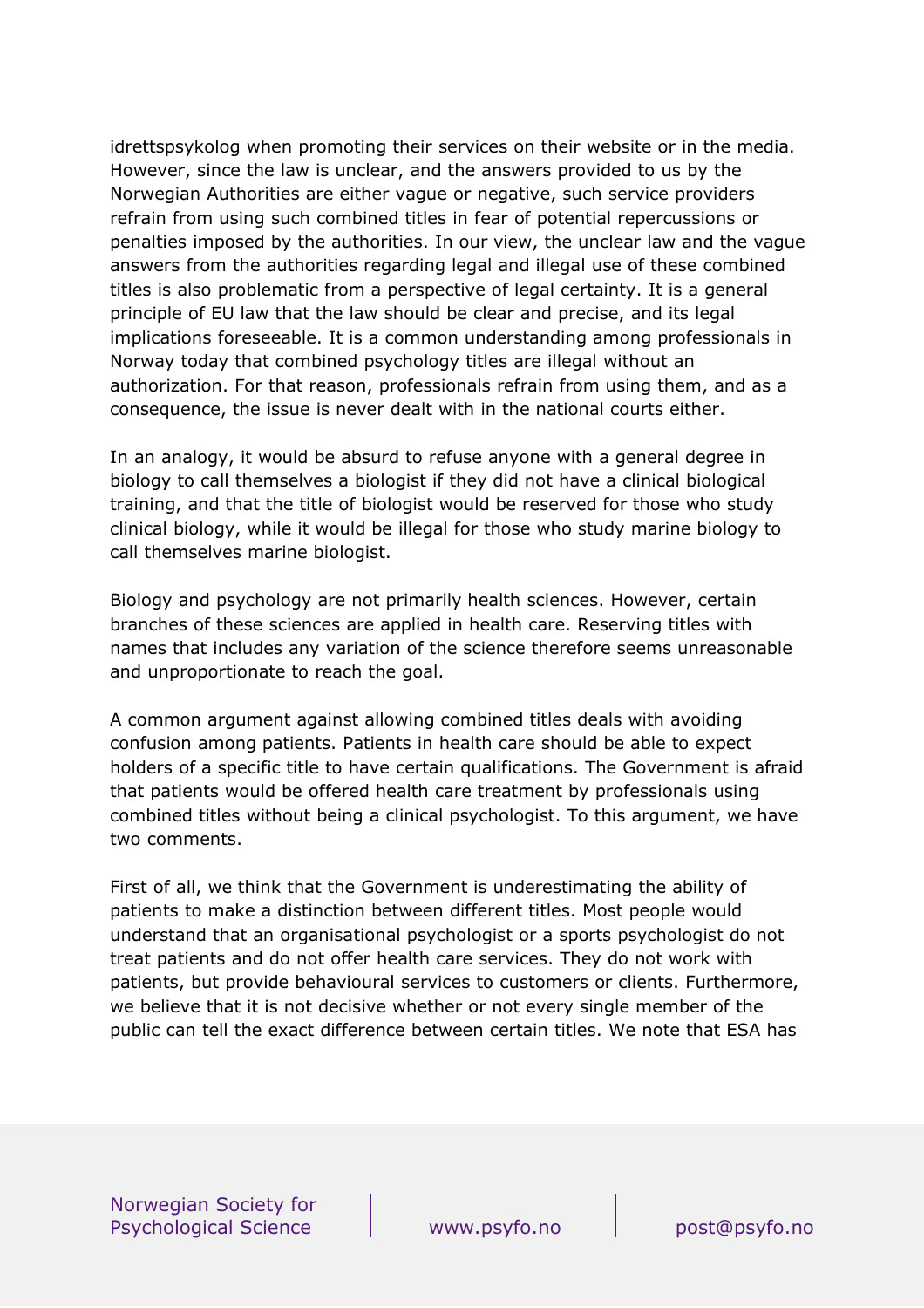idrettspsykolog when promoting their services on their website or in the media. However, since the law is unclear, and the answers provided to us by the Norwegian Authorities are either vague or negative, such service providers refrain from using such combined titles in fear of potential repercussions or penalties imposed by the authorities. In our view, the unclear law and the vague answers from the authorities regarding legal and illegal use of these combined titles is also problematic from a perspective of legal certainty. It is a general principle of EU law that the law should be clear and precise, and its legal implications foreseeable. It is a common understanding among professionals in Norway today that combined psychology titles are illegal without an authorization. For that reason, professionals refrain from using them, and as a consequence, the issue is never dealt with in the national courts either.

In an analogy, it would be absurd to refuse anyone with a general degree in biology to call themselves a biologist if they did not have a clinical biological training, and that the title of biologist would be reserved for those who study clinical biology, while it would be illegal for those who study marine biology to call themselves marine biologist.

Biology and psychology are not primarily health sciences. However, certain branches of these sciences are applied in health care. Reserving titles with names that includes any variation of the science therefore seems unreasonable and unproportionate to reach the goal.

A common argument against allowing combined titles deals with avoiding confusion among patients. Patients in health care should be able to expect holders of a specific title to have certain qualifications. The Government is afraid that patients would be offered health care treatment by professionals using combined titles without being a clinical psychologist. To this argument, we have two comments.

First of all, we think that the Government is underestimating the ability of patients to make a distinction between different titles. Most people would understand that an organisational psychologist or a sports psychologist do not treat patients and do not offer health care services. They do not work with patients, but provide behavioural services to customers or clients. Furthermore, we believe that it is not decisive whether or not every single member of the public can tell the exact difference between certain titles. We note that ESA has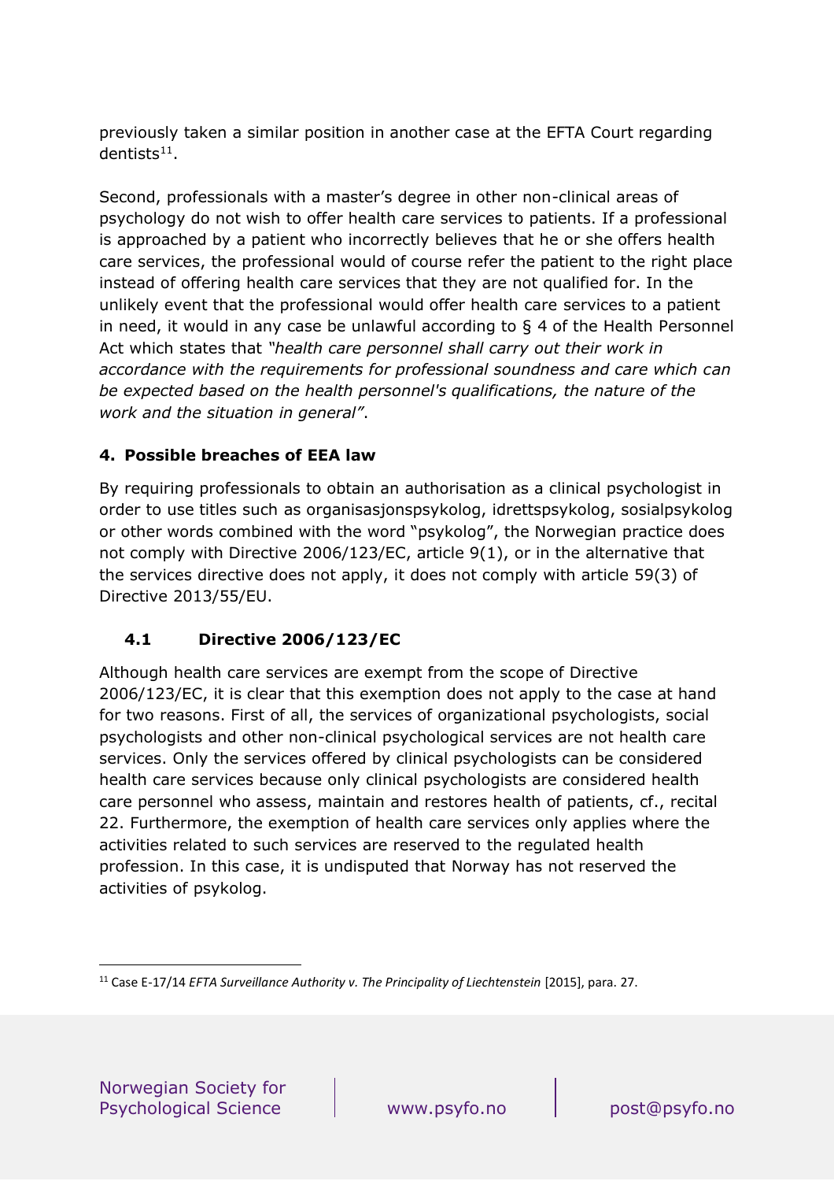previously taken a similar position in another case at the EFTA Court regarding dentists[11].

Second, professionals with a master's degree in other non-clinical areas of psychology do not wish to offer health care services to patients. If a professional is approached by a patient who incorrectly believes that he or she offers health care services, the professional would of course refer the patient to the right place instead of offering health care services that they are not qualified for. In the unlikely event that the professional would offer health care services to a patient in need, it would in any case be unlawful according to § 4 of the Health Personnel Act which states that *"health care personnel shall carry out their work in accordance with the requirements for professional soundness and care which can be expected based on the health personnel's qualifications, the nature of the work and the situation in general"*.

## 4. Possible breaches of EEA law

By requiring professionals to obtain an authorisation as a clinical psychologist in order to use titles such as organisasjonspsykolog, idrettspsykolog, sosialpsykolog or other words combined with the word "psykolog", the Norwegian practice does not comply with Directive 2006/123/EC, article 9(1), or in the alternative that the services directive does not apply, it does not comply with article 59(3) of Directive 2013/55/EU.

### 4.1 Directive 2006/123/EC

Although health care services are exempt from the scope of Directive 2006/123/EC, it is clear that this exemption does not apply to the case at hand for two reasons. First of all, the services of organizational psychologists, social psychologists and other non-clinical psychological services are not health care services. Only the services offered by clinical psychologists can be considered health care services because only clinical psychologists are considered health care personnel who assess, maintain and restores health of patients, cf., recital 22. Furthermore, the exemption of health care services only applies where the activities related to such services are reserved to the regulated health profession. In this case, it is undisputed that Norway has not reserved the activities of psykolog.

---

[11] Case E-17/14 *EFTA Surveillance Authority v. The Principality of Liechtenstein* [2015], para. 27.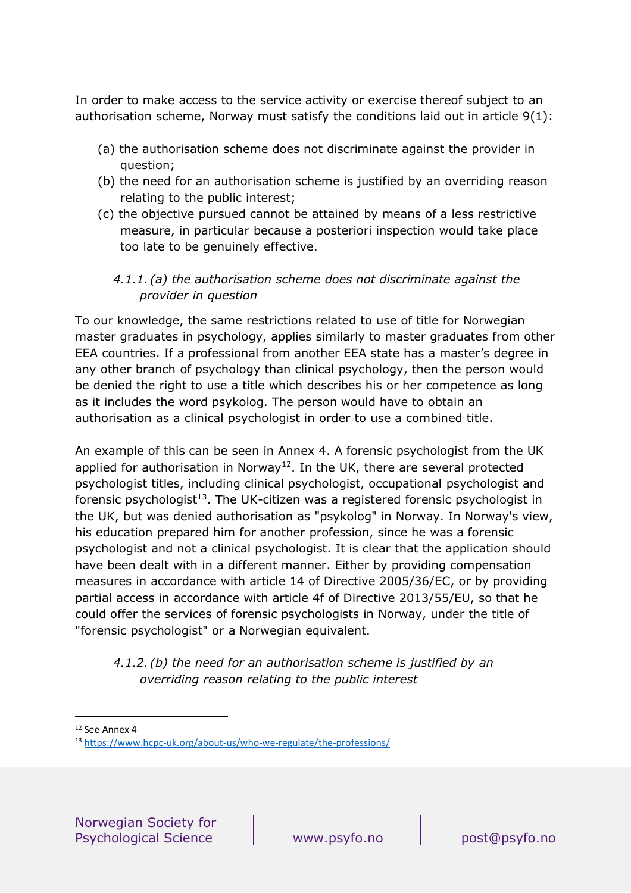In order to make access to the service activity or exercise thereof subject to an authorisation scheme, Norway must satisfy the conditions laid out in article 9(1):

(a) the authorisation scheme does not discriminate against the provider in question;
(b) the need for an authorisation scheme is justified by an overriding reason relating to the public interest;
(c) the objective pursued cannot be attained by means of a less restrictive measure, in particular because a posteriori inspection would take place too late to be genuinely effective.

#### *4.1.1. (a) the authorisation scheme does not discriminate against the provider in question*

To our knowledge, the same restrictions related to use of title for Norwegian master graduates in psychology, applies similarly to master graduates from other EEA countries. If a professional from another EEA state has a master's degree in any other branch of psychology than clinical psychology, then the person would be denied the right to use a title which describes his or her competence as long as it includes the word psykolog. The person would have to obtain an authorisation as a clinical psychologist in order to use a combined title.

An example of this can be seen in Annex 4. A forensic psychologist from the UK applied for authorisation in Norway[12]. In the UK, there are several protected psychologist titles, including clinical psychologist, occupational psychologist and forensic psychologist[13]. The UK-citizen was a registered forensic psychologist in the UK, but was denied authorisation as "psykolog" in Norway. In Norway's view, his education prepared him for another profession, since he was a forensic psychologist and not a clinical psychologist. It is clear that the application should have been dealt with in a different manner. Either by providing compensation measures in accordance with article 14 of Directive 2005/36/EC, or by providing partial access in accordance with article 4f of Directive 2013/55/EU, so that he could offer the services of forensic psychologists in Norway, under the title of "forensic psychologist" or a Norwegian equivalent.

#### *4.1.2. (b) the need for an authorisation scheme is justified by an overriding reason relating to the public interest*

[12] See Annex 4

[13] https://www.hcpc-uk.org/about-us/who-we-regulate/the-professions/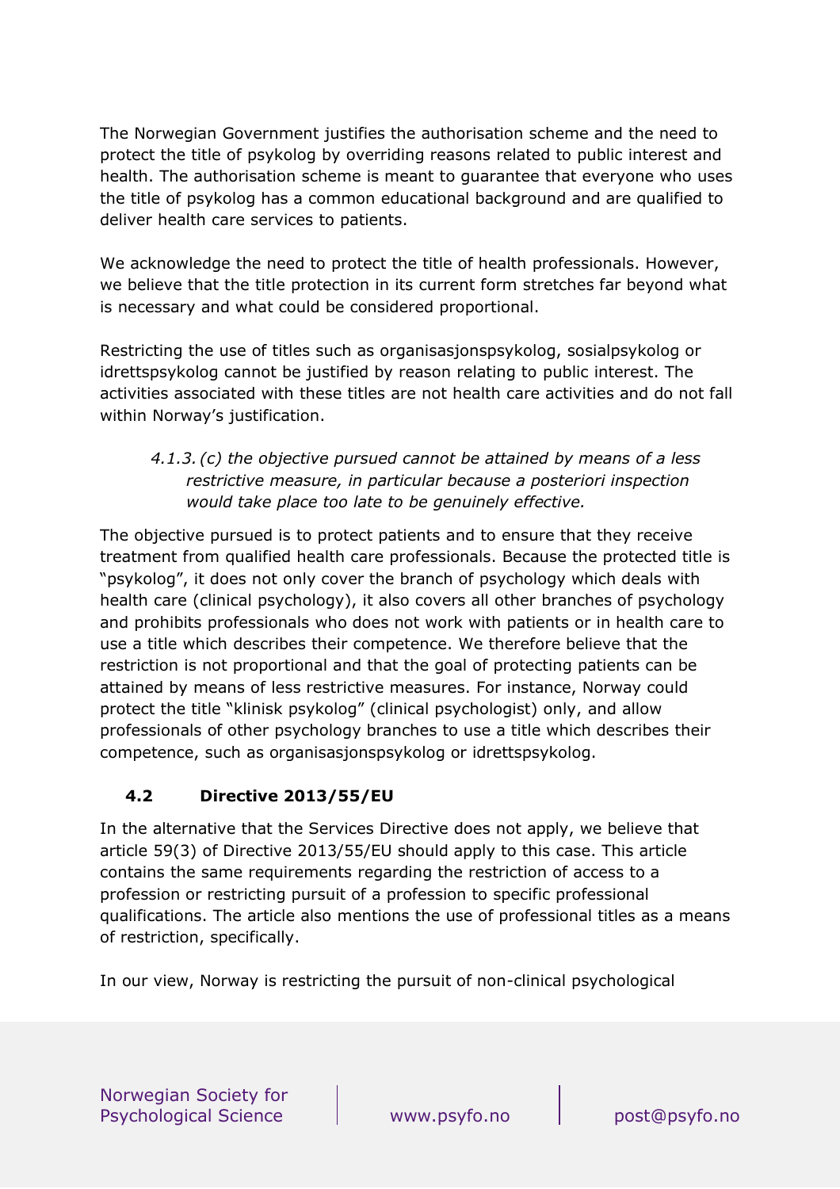The Norwegian Government justifies the authorisation scheme and the need to protect the title of psykolog by overriding reasons related to public interest and health. The authorisation scheme is meant to guarantee that everyone who uses the title of psykolog has a common educational background and are qualified to deliver health care services to patients.

We acknowledge the need to protect the title of health professionals. However, we believe that the title protection in its current form stretches far beyond what is necessary and what could be considered proportional.

Restricting the use of titles such as organisasjonspsykolog, sosialpsykolog or idrettspsykolog cannot be justified by reason relating to public interest. The activities associated with these titles are not health care activities and do not fall within Norway's justification.

> *4.1.3. (c) the objective pursued cannot be attained by means of a less restrictive measure, in particular because a posteriori inspection would take place too late to be genuinely effective.*

The objective pursued is to protect patients and to ensure that they receive treatment from qualified health care professionals. Because the protected title is "psykolog", it does not only cover the branch of psychology which deals with health care (clinical psychology), it also covers all other branches of psychology and prohibits professionals who does not work with patients or in health care to use a title which describes their competence. We therefore believe that the restriction is not proportional and that the goal of protecting patients can be attained by means of less restrictive measures. For instance, Norway could protect the title "klinisk psykolog" (clinical psychologist) only, and allow professionals of other psychology branches to use a title which describes their competence, such as organisasjonspsykolog or idrettspsykolog.

### 4.2 Directive 2013/55/EU

In the alternative that the Services Directive does not apply, we believe that article 59(3) of Directive 2013/55/EU should apply to this case. This article contains the same requirements regarding the restriction of access to a profession or restricting pursuit of a profession to specific professional qualifications. The article also mentions the use of professional titles as a means of restriction, specifically.

In our view, Norway is restricting the pursuit of non-clinical psychological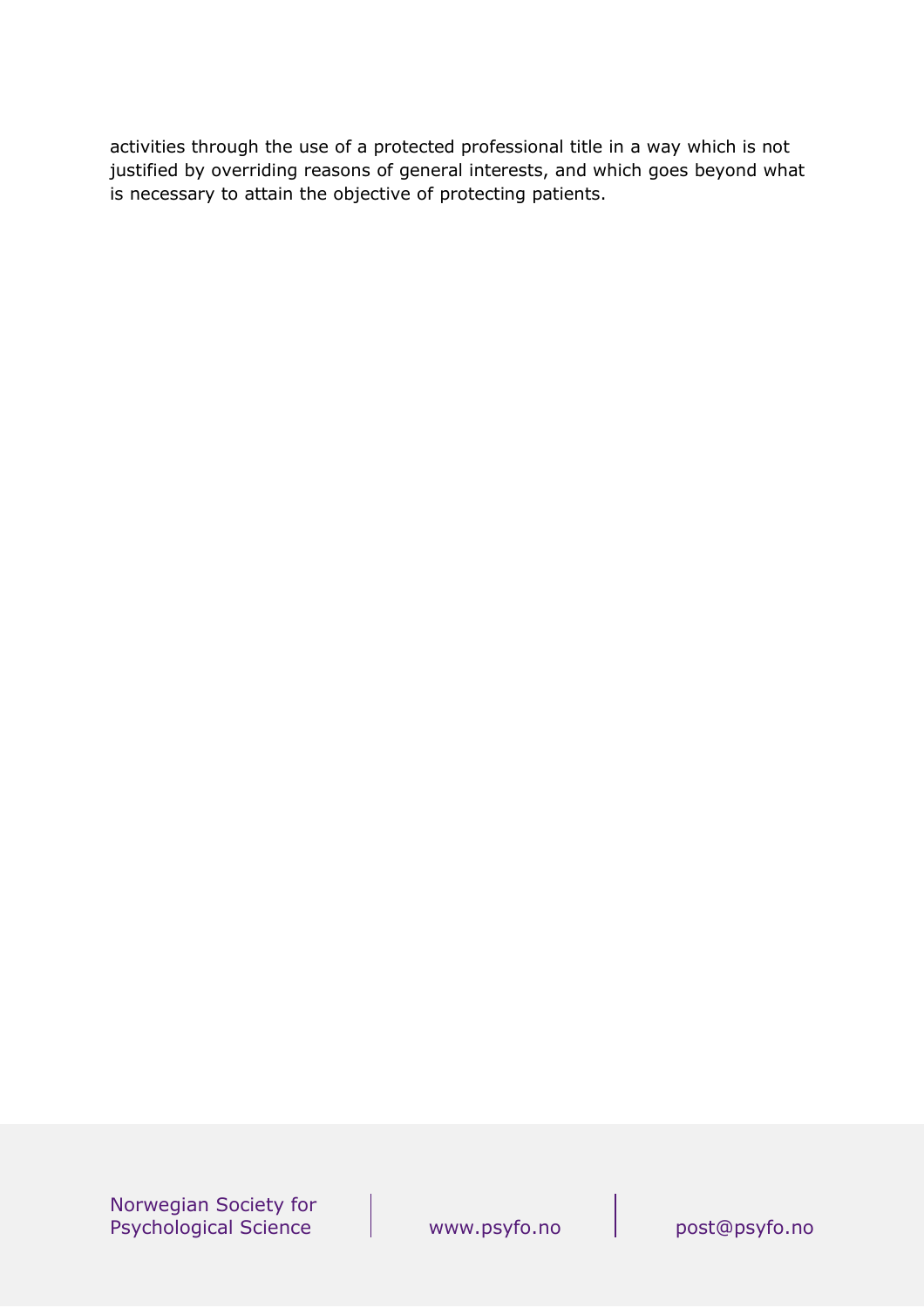activities through the use of a protected professional title in a way which is not justified by overriding reasons of general interests, and which goes beyond what is necessary to attain the objective of protecting patients.